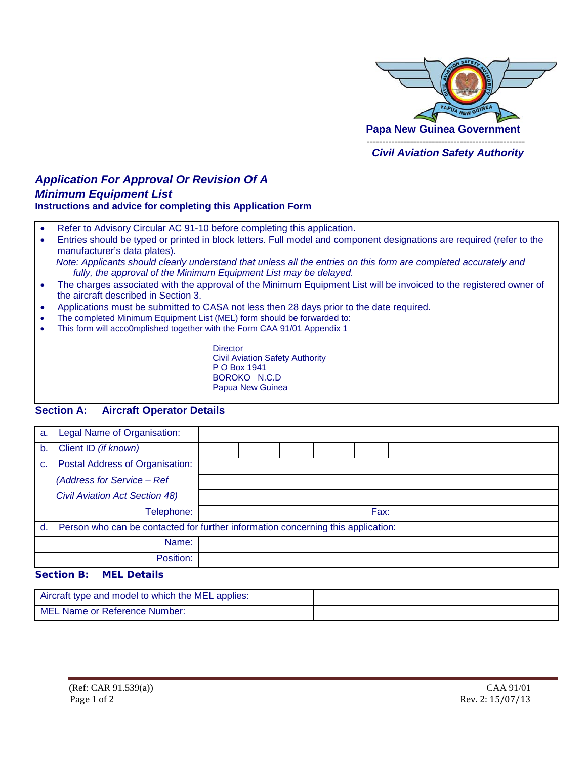**Papa New Guinea Government**

*Civil Aviation Safety Authority*

# *Application For Approval Or Revision Of A Minimum Equipment List*

**Instructions and advice for completing this Application Form**

- Refer to Advisory Circular AC 91-10 before completing this application.
- Entries should be typed or printed in block letters. Full model and component designations are required (refer to the manufacturer's data plates).

  *Note: Applicants should clearly understand that unless all the entries on this form are completed accurately and fully, the approval of the Minimum Equipment List may be delayed.*
- The charges associated with the approval of the Minimum Equipment List will be invoiced to the registered owner of the aircraft described in Section 3.
- Applications must be submitted to CASA not less then 28 days prior to the date required.
- The completed Minimum Equipment List (MEL) form should be forwarded to:
- This form will acco0mplished together with the Form CAA 91/01 Appendix 1

Director
Civil Aviation Safety Authority
P O Box 1941
BOROKO N.C.D
Papua New Guinea

## Section A: Aircraft Operator Details

| | | | | | | | | |
|---|---|---|---|---|---|---|---|---|
| a. Legal Name of Organisation: | | | | | | | | |
| b. Client ID *(if known)* | | | | | | | | |
| c. Postal Address of Organisation: | | | | | | | | |
| *(Address for Service – Ref* | | | | | | | | |
| *Civil Aviation Act Section 48)* | | | | | | | | |
| Telephone: | | | | Fax: | | | | |
| d. Person who can be contacted for further information concerning this application: | | | | | | | | |
| Name: | | | | | | | | |
| Position: | | | | | | | | |

## Section B: MEL Details

| | |
|---|---|
| Aircraft type and model to which the MEL applies: | |
| MEL Name or Reference Number: | |

(Ref: CAR 91.539(a)) CAA 91/01
Rev. 2: 15/07/13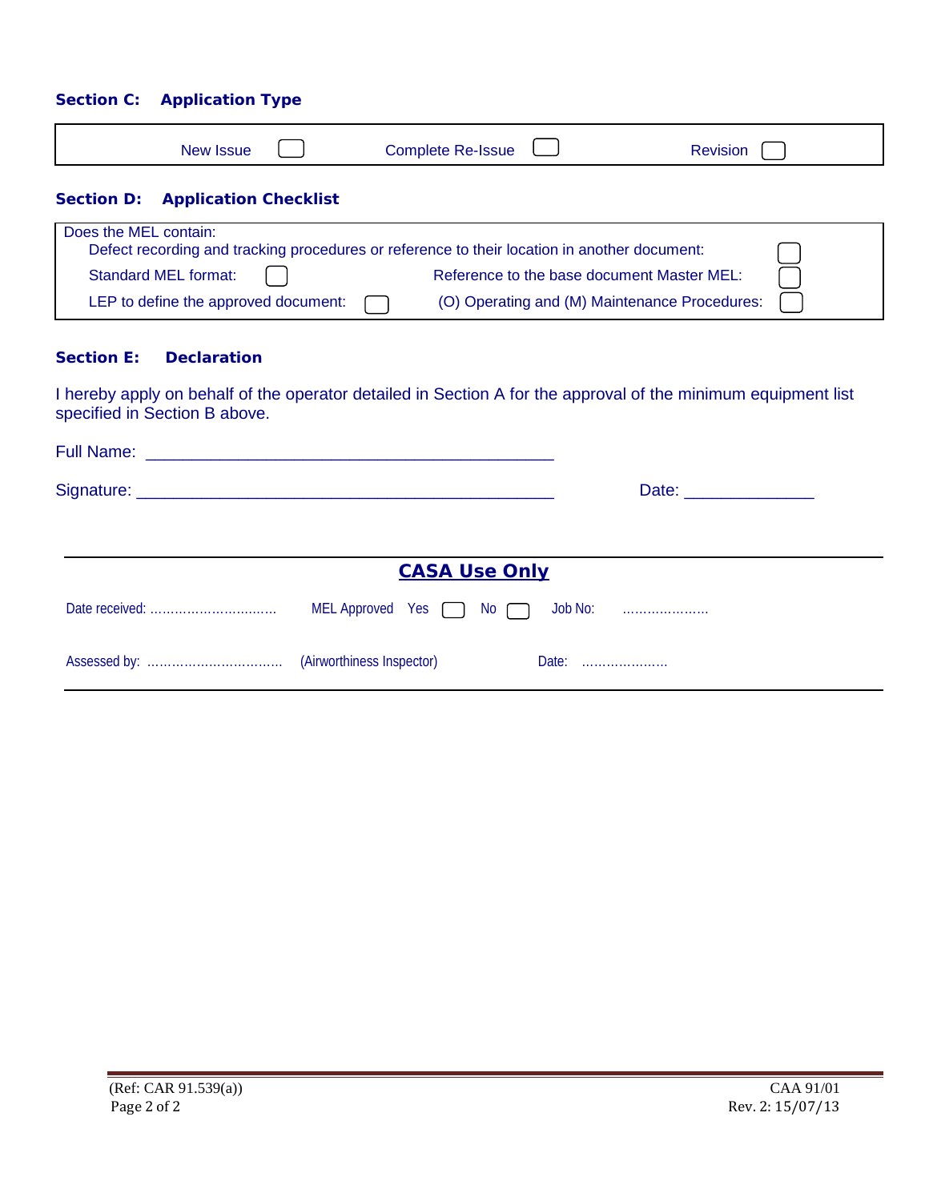### Section C: Application Type

| | | |
|---|---|---|
| New Issue ☐ | Complete Re-Issue ☐ | Revision ☐ |

### Section D: Application Checklist

Does the MEL contain:

Defect recording and tracking procedures or reference to their location in another document: ☐

Standard MEL format: ☐ Reference to the base document Master MEL: ☐

LEP to define the approved document: ☐ (O) Operating and (M) Maintenance Procedures: ☐

### Section E: Declaration

I hereby apply on behalf of the operator detailed in Section A for the approval of the minimum equipment list specified in Section B above.

Full Name: ____________________________________________

Signature: _____________________________________________ Date: _____________

---

## CASA Use Only

Date received: .............................. MEL Approved Yes ☐ No ☐ Job No: ....................

Assessed by: ................................ (Airworthiness Inspector) Date: ....................

---

(Ref: CAR 91.539(a))

CAA 91/01
Rev. 2: 15/07/13